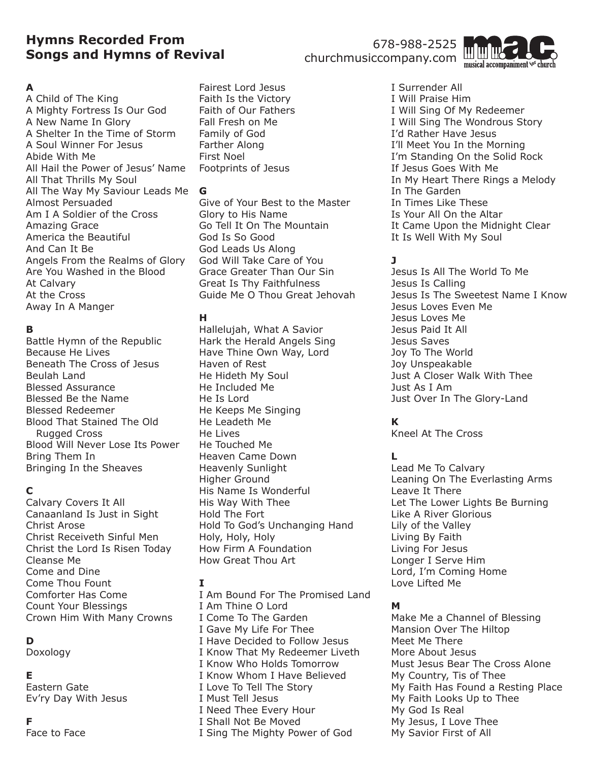# Hymns Recorded From Songs and Hymns of Revival

678-988-2525
churchmusiccompany.com

m.a.c. musical accompaniment for church

**A**

A Child of The King
A Mighty Fortress Is Our God
A New Name In Glory
A Shelter In the Time of Storm
A Soul Winner For Jesus
Abide With Me
All Hail the Power of Jesus' Name
All That Thrills My Soul
All The Way My Saviour Leads Me
Almost Persuaded
Am I A Soldier of the Cross
Amazing Grace
America the Beautiful
And Can It Be
Angels From the Realms of Glory
Are You Washed in the Blood
At Calvary
At the Cross
Away In A Manger

**B**

Battle Hymn of the Republic
Because He Lives
Beneath The Cross of Jesus
Beulah Land
Blessed Assurance
Blessed Be the Name
Blessed Redeemer
Blood That Stained The Old Rugged Cross
Blood Will Never Lose Its Power
Bring Them In
Bringing In the Sheaves

**C**

Calvary Covers It All
Canaanland Is Just in Sight
Christ Arose
Christ Receiveth Sinful Men
Christ the Lord Is Risen Today
Cleanse Me
Come and Dine
Come Thou Fount
Comforter Has Come
Count Your Blessings
Crown Him With Many Crowns

**D**

Doxology

**E**

Eastern Gate
Ev'ry Day With Jesus

**F**

Face to Face
Fairest Lord Jesus
Faith Is the Victory
Faith of Our Fathers
Fall Fresh on Me
Family of God
Farther Along
First Noel
Footprints of Jesus

**G**

Give of Your Best to the Master
Glory to His Name
Go Tell It On The Mountain
God Is So Good
God Leads Us Along
God Will Take Care of You
Grace Greater Than Our Sin
Great Is Thy Faithfulness
Guide Me O Thou Great Jehovah

**H**

Hallelujah, What A Savior
Hark the Herald Angels Sing
Have Thine Own Way, Lord
Haven of Rest
He Hideth My Soul
He Included Me
He Is Lord
He Keeps Me Singing
He Leadeth Me
He Lives
He Touched Me
Heaven Came Down
Heavenly Sunlight
Higher Ground
His Name Is Wonderful
His Way With Thee
Hold The Fort
Hold To God's Unchanging Hand
Holy, Holy, Holy
How Firm A Foundation
How Great Thou Art

**I**

I Am Bound For The Promised Land
I Am Thine O Lord
I Come To The Garden
I Gave My Life For Thee
I Have Decided to Follow Jesus
I Know That My Redeemer Liveth
I Know Who Holds Tomorrow
I Know Whom I Have Believed
I Love To Tell The Story
I Must Tell Jesus
I Need Thee Every Hour
I Shall Not Be Moved
I Sing The Mighty Power of God
I Surrender All
I Will Praise Him
I Will Sing Of My Redeemer
I Will Sing The Wondrous Story
I'd Rather Have Jesus
I'll Meet You In the Morning
I'm Standing On the Solid Rock
If Jesus Goes With Me
In My Heart There Rings a Melody
In The Garden
In Times Like These
Is Your All On the Altar
It Came Upon the Midnight Clear
It Is Well With My Soul

**J**

Jesus Is All The World To Me
Jesus Is Calling
Jesus Is The Sweetest Name I Know
Jesus Loves Even Me
Jesus Loves Me
Jesus Paid It All
Jesus Saves
Joy To The World
Joy Unspeakable
Just A Closer Walk With Thee
Just As I Am
Just Over In The Glory-Land

**K**

Kneel At The Cross

**L**

Lead Me To Calvary
Leaning On The Everlasting Arms
Leave It There
Let The Lower Lights Be Burning
Like A River Glorious
Lily of the Valley
Living By Faith
Living For Jesus
Longer I Serve Him
Lord, I'm Coming Home
Love Lifted Me

**M**

Make Me a Channel of Blessing
Mansion Over The Hiltop
Meet Me There
More About Jesus
Must Jesus Bear The Cross Alone
My Country, Tis of Thee
My Faith Has Found a Resting Place
My Faith Looks Up to Thee
My God Is Real
My Jesus, I Love Thee
My Savior First of All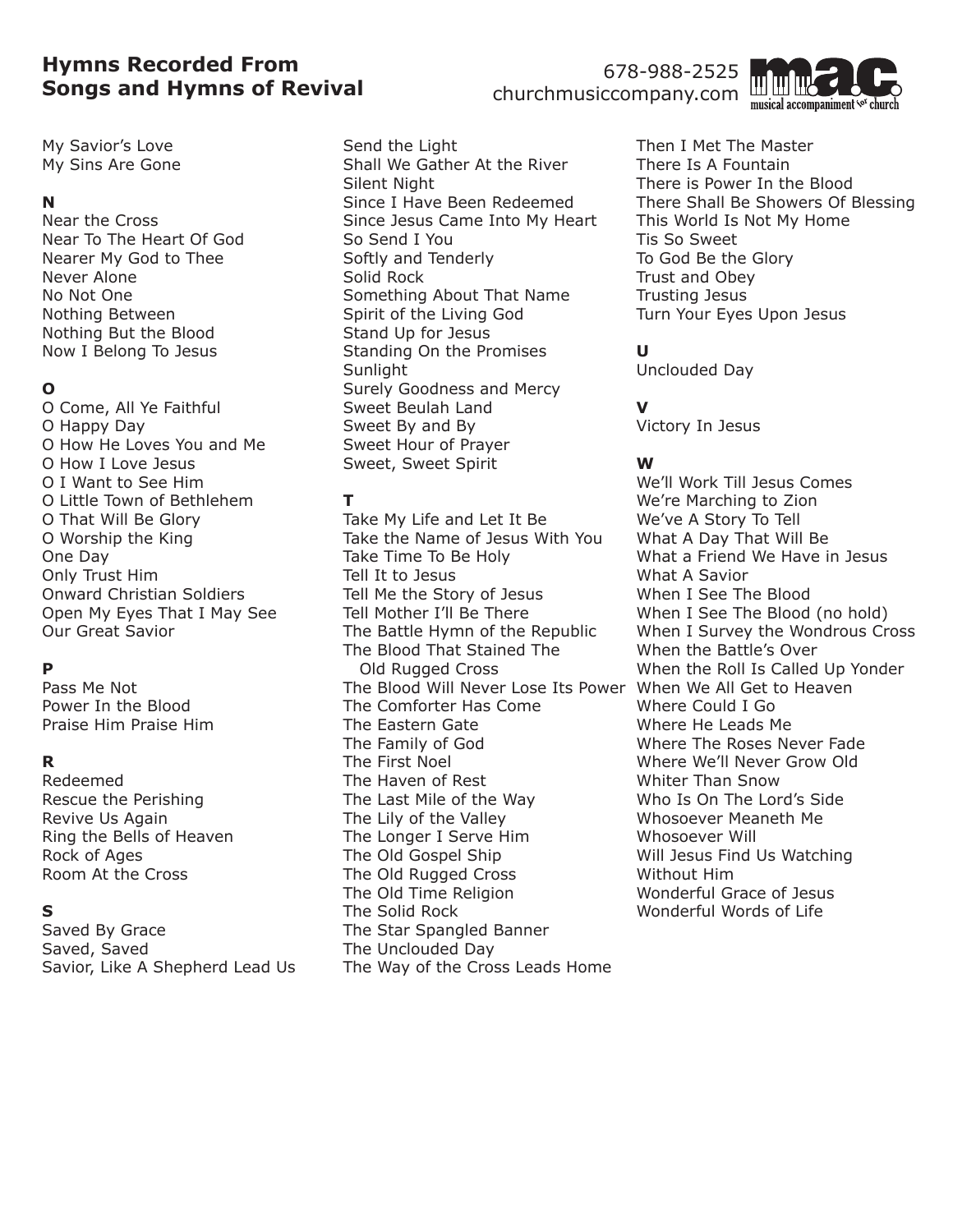# Hymns Recorded From Songs and Hymns of Revival

678-988-2525
churchmusiccompany.com

My Savior's Love
My Sins Are Gone

**N**

Near the Cross
Near To The Heart Of God
Nearer My God to Thee
Never Alone
No Not One
Nothing Between
Nothing But the Blood
Now I Belong To Jesus

**O**

O Come, All Ye Faithful
O Happy Day
O How He Loves You and Me
O How I Love Jesus
O I Want to See Him
O Little Town of Bethlehem
O That Will Be Glory
O Worship the King
One Day
Only Trust Him
Onward Christian Soldiers
Open My Eyes That I May See
Our Great Savior

**P**

Pass Me Not
Power In the Blood
Praise Him Praise Him

**R**

Redeemed
Rescue the Perishing
Revive Us Again
Ring the Bells of Heaven
Rock of Ages
Room At the Cross

**S**

Saved By Grace
Saved, Saved
Savior, Like A Shepherd Lead Us
Send the Light
Shall We Gather At the River
Silent Night
Since I Have Been Redeemed
Since Jesus Came Into My Heart
So Send I You
Softly and Tenderly
Solid Rock
Something About That Name
Spirit of the Living God
Stand Up for Jesus
Standing On the Promises
Sunlight
Surely Goodness and Mercy
Sweet Beulah Land
Sweet By and By
Sweet Hour of Prayer
Sweet, Sweet Spirit

**T**

Take My Life and Let It Be
Take the Name of Jesus With You
Take Time To Be Holy
Tell It to Jesus
Tell Me the Story of Jesus
Tell Mother I'll Be There
The Battle Hymn of the Republic
The Blood That Stained The Old Rugged Cross
The Blood Will Never Lose Its Power
The Comforter Has Come
The Eastern Gate
The Family of God
The First Noel
The Haven of Rest
The Last Mile of the Way
The Lily of the Valley
The Longer I Serve Him
The Old Gospel Ship
The Old Rugged Cross
The Old Time Religion
The Solid Rock
The Star Spangled Banner
The Unclouded Day
The Way of the Cross Leads Home
Then I Met The Master
There Is A Fountain
There is Power In the Blood
There Shall Be Showers Of Blessing
This World Is Not My Home
Tis So Sweet
To God Be the Glory
Trust and Obey
Trusting Jesus
Turn Your Eyes Upon Jesus

**U**

Unclouded Day

**V**

Victory In Jesus

**W**

We'll Work Till Jesus Comes
We're Marching to Zion
We've A Story To Tell
What A Day That Will Be
What a Friend We Have in Jesus
What A Savior
When I See The Blood
When I See The Blood (no hold)
When I Survey the Wondrous Cross
When the Battle's Over
When the Roll Is Called Up Yonder
When We All Get to Heaven
Where Could I Go
Where He Leads Me
Where The Roses Never Fade
Where We'll Never Grow Old
Whiter Than Snow
Who Is On The Lord's Side
Whosoever Meaneth Me
Whosoever Will
Will Jesus Find Us Watching
Without Him
Wonderful Grace of Jesus
Wonderful Words of Life